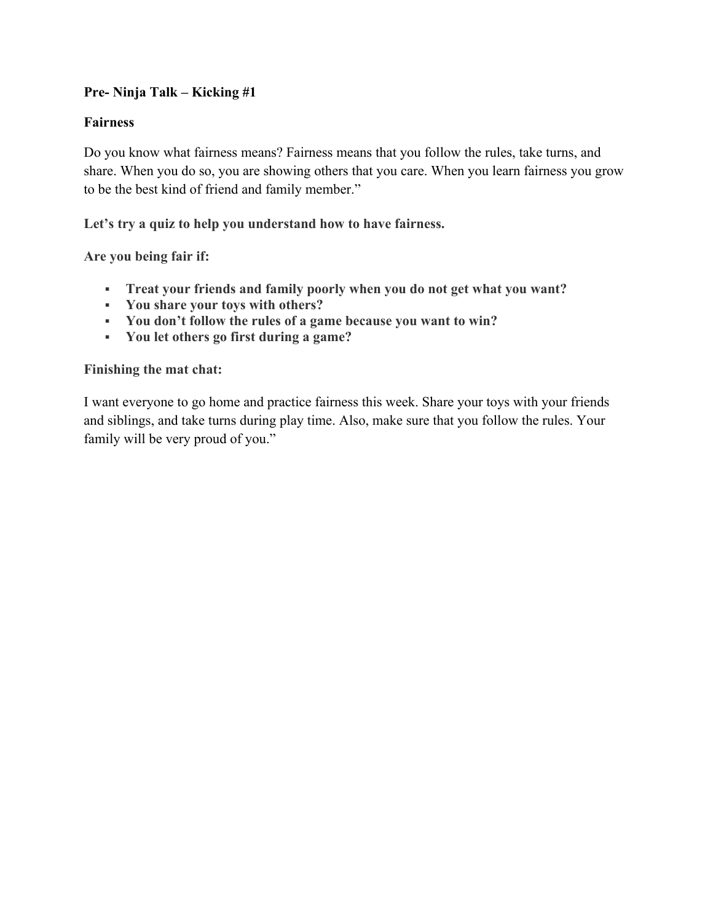**Pre- Ninja Talk – Kicking #1**

**Fairness**

Do you know what fairness means? Fairness means that you follow the rules, take turns, and share. When you do so, you are showing others that you care. When you learn fairness you grow to be the best kind of friend and family member."

**Let's try a quiz to help you understand how to have fairness.**

**Are you being fair if:**

- **Treat your friends and family poorly when you do not get what you want?**
- **You share your toys with others?**
- **You don't follow the rules of a game because you want to win?**
- **You let others go first during a game?**

**Finishing the mat chat:**

I want everyone to go home and practice fairness this week. Share your toys with your friends and siblings, and take turns during play time. Also, make sure that you follow the rules. Your family will be very proud of you."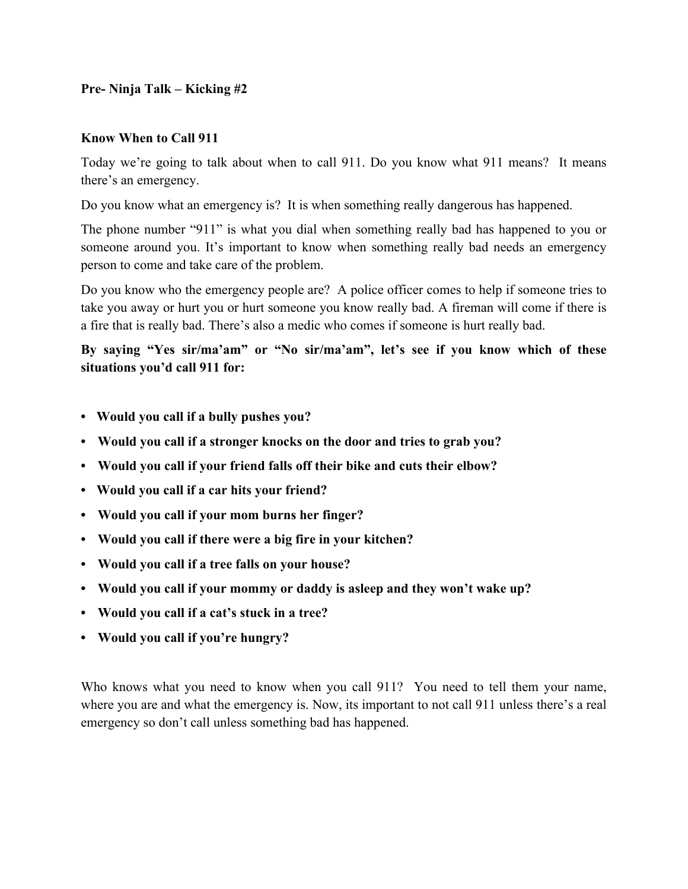**Pre- Ninja Talk – Kicking #2**

**Know When to Call 911**

Today we're going to talk about when to call 911. Do you know what 911 means? It means there's an emergency.

Do you know what an emergency is? It is when something really dangerous has happened.

The phone number "911" is what you dial when something really bad has happened to you or someone around you. It's important to know when something really bad needs an emergency person to come and take care of the problem.

Do you know who the emergency people are? A police officer comes to help if someone tries to take you away or hurt you or hurt someone you know really bad. A fireman will come if there is a fire that is really bad. There's also a medic who comes if someone is hurt really bad.

**By saying "Yes sir/ma'am" or "No sir/ma'am", let's see if you know which of these situations you'd call 911 for:**

- **Would you call if a bully pushes you?**
- **Would you call if a stronger knocks on the door and tries to grab you?**
- **Would you call if your friend falls off their bike and cuts their elbow?**
- **Would you call if a car hits your friend?**
- **Would you call if your mom burns her finger?**
- **Would you call if there were a big fire in your kitchen?**
- **Would you call if a tree falls on your house?**
- **Would you call if your mommy or daddy is asleep and they won't wake up?**
- **Would you call if a cat's stuck in a tree?**
- **Would you call if you're hungry?**

Who knows what you need to know when you call 911? You need to tell them your name, where you are and what the emergency is. Now, its important to not call 911 unless there's a real emergency so don't call unless something bad has happened.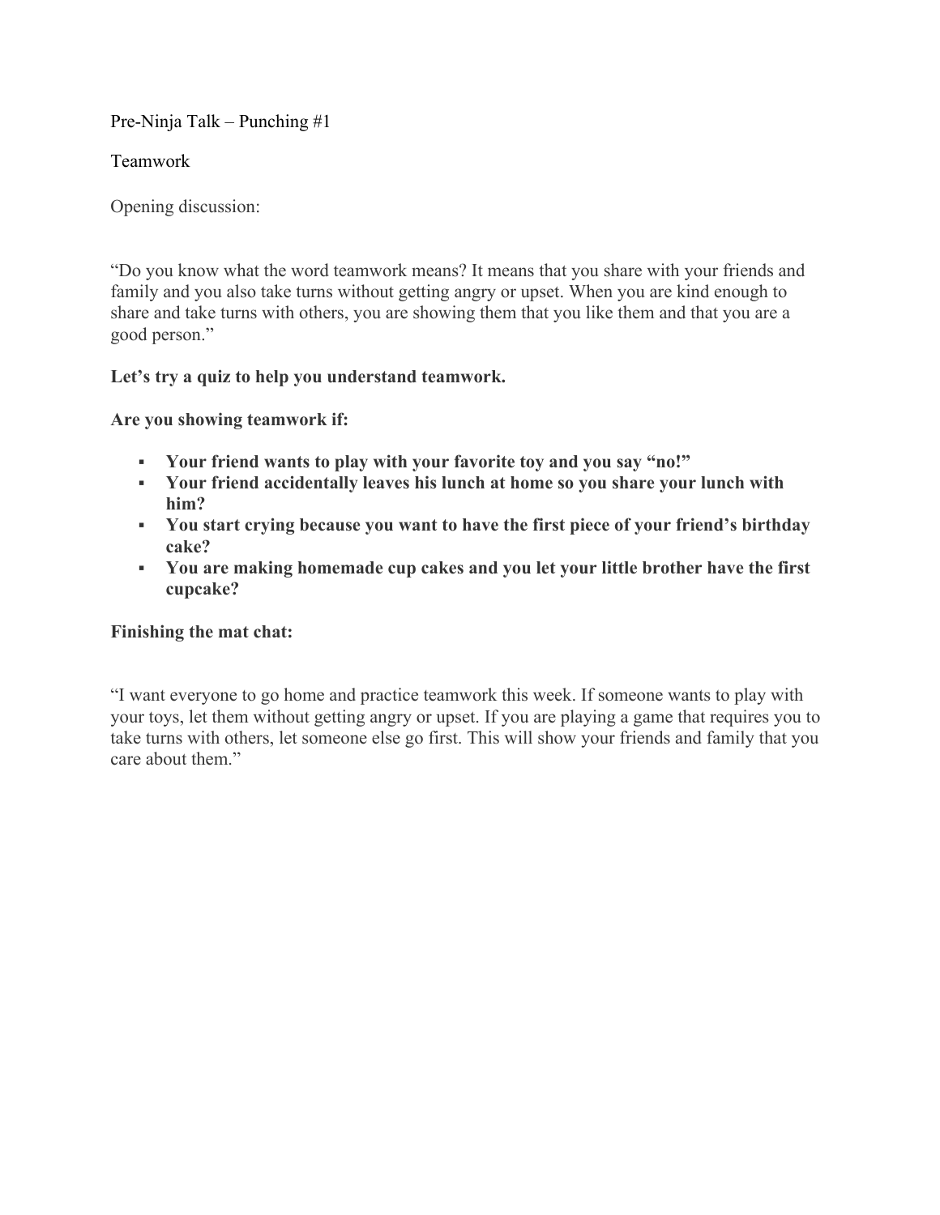Pre-Ninja Talk – Punching #1

Teamwork

Opening discussion:

"Do you know what the word teamwork means? It means that you share with your friends and family and you also take turns without getting angry or upset. When you are kind enough to share and take turns with others, you are showing them that you like them and that you are a good person."

**Let's try a quiz to help you understand teamwork.**

**Are you showing teamwork if:**

- **Your friend wants to play with your favorite toy and you say "no!"**
- **Your friend accidentally leaves his lunch at home so you share your lunch with him?**
- **You start crying because you want to have the first piece of your friend's birthday cake?**
- **You are making homemade cup cakes and you let your little brother have the first cupcake?**

**Finishing the mat chat:**

"I want everyone to go home and practice teamwork this week. If someone wants to play with your toys, let them without getting angry or upset. If you are playing a game that requires you to take turns with others, let someone else go first. This will show your friends and family that you care about them."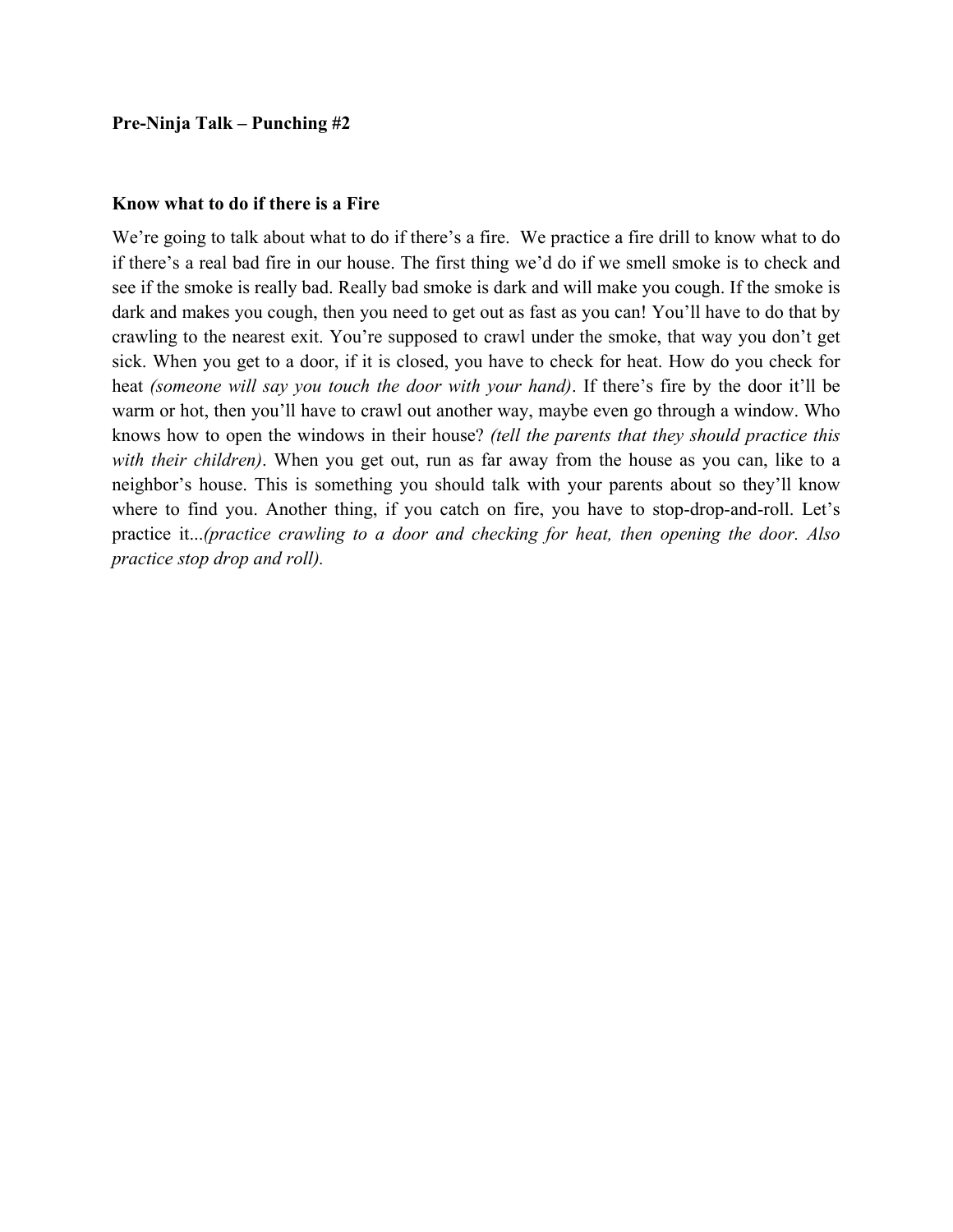**Pre-Ninja Talk – Punching #2**

**Know what to do if there is a Fire**

We're going to talk about what to do if there's a fire.  We practice a fire drill to know what to do if there's a real bad fire in our house. The first thing we'd do if we smell smoke is to check and see if the smoke is really bad. Really bad smoke is dark and will make you cough. If the smoke is dark and makes you cough, then you need to get out as fast as you can! You'll have to do that by crawling to the nearest exit. You're supposed to crawl under the smoke, that way you don't get sick. When you get to a door, if it is closed, you have to check for heat. How do you check for heat *(someone will say you touch the door with your hand)*. If there's fire by the door it'll be warm or hot, then you'll have to crawl out another way, maybe even go through a window. Who knows how to open the windows in their house? *(tell the parents that they should practice this with their children)*. When you get out, run as far away from the house as you can, like to a neighbor's house. This is something you should talk with your parents about so they'll know where to find you. Another thing, if you catch on fire, you have to stop-drop-and-roll. Let's practice it...*(practice crawling to a door and checking for heat, then opening the door. Also practice stop drop and roll).*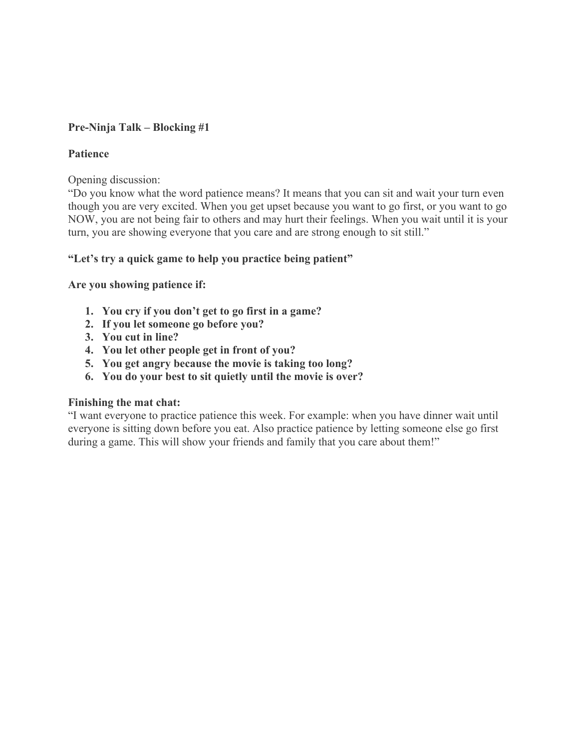**Pre-Ninja Talk – Blocking #1**

**Patience**

Opening discussion:
"Do you know what the word patience means? It means that you can sit and wait your turn even though you are very excited. When you get upset because you want to go first, or you want to go NOW, you are not being fair to others and may hurt their feelings. When you wait until it is your turn, you are showing everyone that you care and are strong enough to sit still."

**"Let's try a quick game to help you practice being patient"**

**Are you showing patience if:**

1. **You cry if you don't get to go first in a game?**
2. **If you let someone go before you?**
3. **You cut in line?**
4. **You let other people get in front of you?**
5. **You get angry because the movie is taking too long?**
6. **You do your best to sit quietly until the movie is over?**

**Finishing the mat chat:**
"I want everyone to practice patience this week. For example: when you have dinner wait until everyone is sitting down before you eat. Also practice patience by letting someone else go first during a game. This will show your friends and family that you care about them!"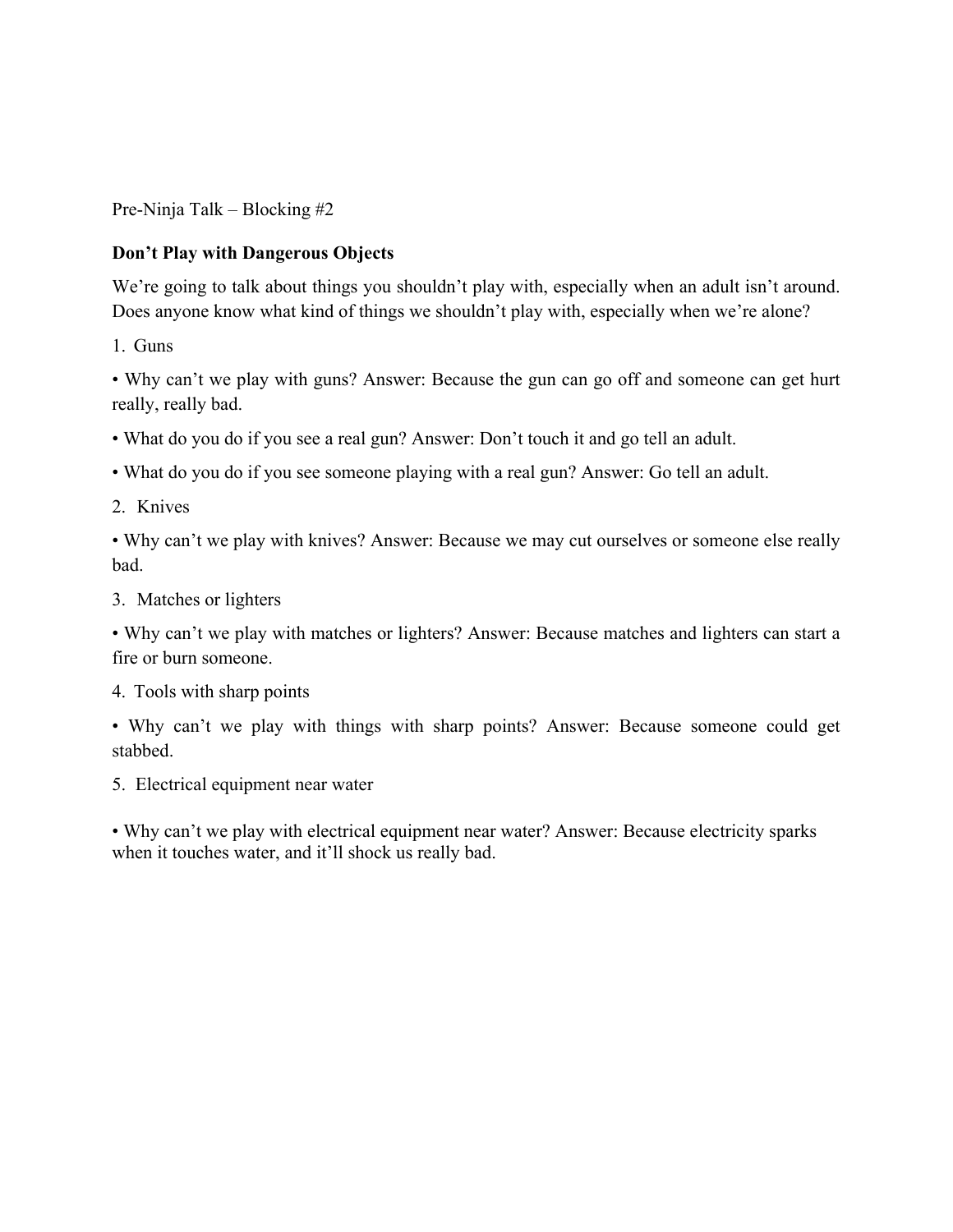Pre-Ninja Talk – Blocking #2

**Don't Play with Dangerous Objects**

We're going to talk about things you shouldn't play with, especially when an adult isn't around. Does anyone know what kind of things we shouldn't play with, especially when we're alone?

1. Guns

• Why can't we play with guns? Answer: Because the gun can go off and someone can get hurt really, really bad.

• What do you do if you see a real gun? Answer: Don't touch it and go tell an adult.

• What do you do if you see someone playing with a real gun? Answer: Go tell an adult.

2. Knives

• Why can't we play with knives? Answer: Because we may cut ourselves or someone else really bad.

3. Matches or lighters

• Why can't we play with matches or lighters? Answer: Because matches and lighters can start a fire or burn someone.

4. Tools with sharp points

• Why can't we play with things with sharp points? Answer: Because someone could get stabbed.

5. Electrical equipment near water

• Why can't we play with electrical equipment near water? Answer: Because electricity sparks when it touches water, and it'll shock us really bad.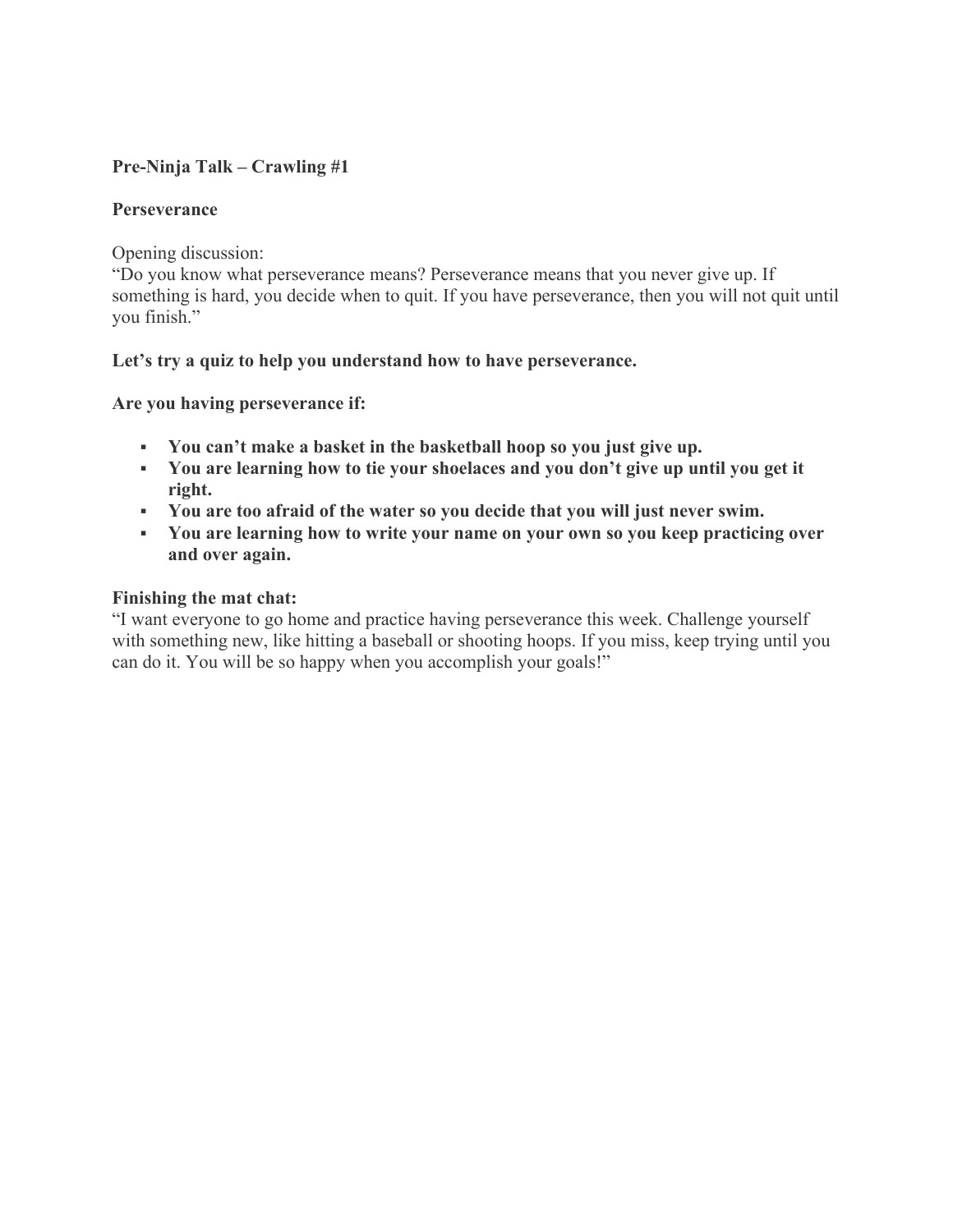**Pre-Ninja Talk – Crawling #1**

**Perseverance**

Opening discussion:
"Do you know what perseverance means? Perseverance means that you never give up. If something is hard, you decide when to quit. If you have perseverance, then you will not quit until you finish."

**Let's try a quiz to help you understand how to have perseverance.**

**Are you having perseverance if:**

- **You can't make a basket in the basketball hoop so you just give up.**
- **You are learning how to tie your shoelaces and you don't give up until you get it right.**
- **You are too afraid of the water so you decide that you will just never swim.**
- **You are learning how to write your name on your own so you keep practicing over and over again.**

**Finishing the mat chat:**
"I want everyone to go home and practice having perseverance this week. Challenge yourself with something new, like hitting a baseball or shooting hoops. If you miss, keep trying until you can do it. You will be so happy when you accomplish your goals!"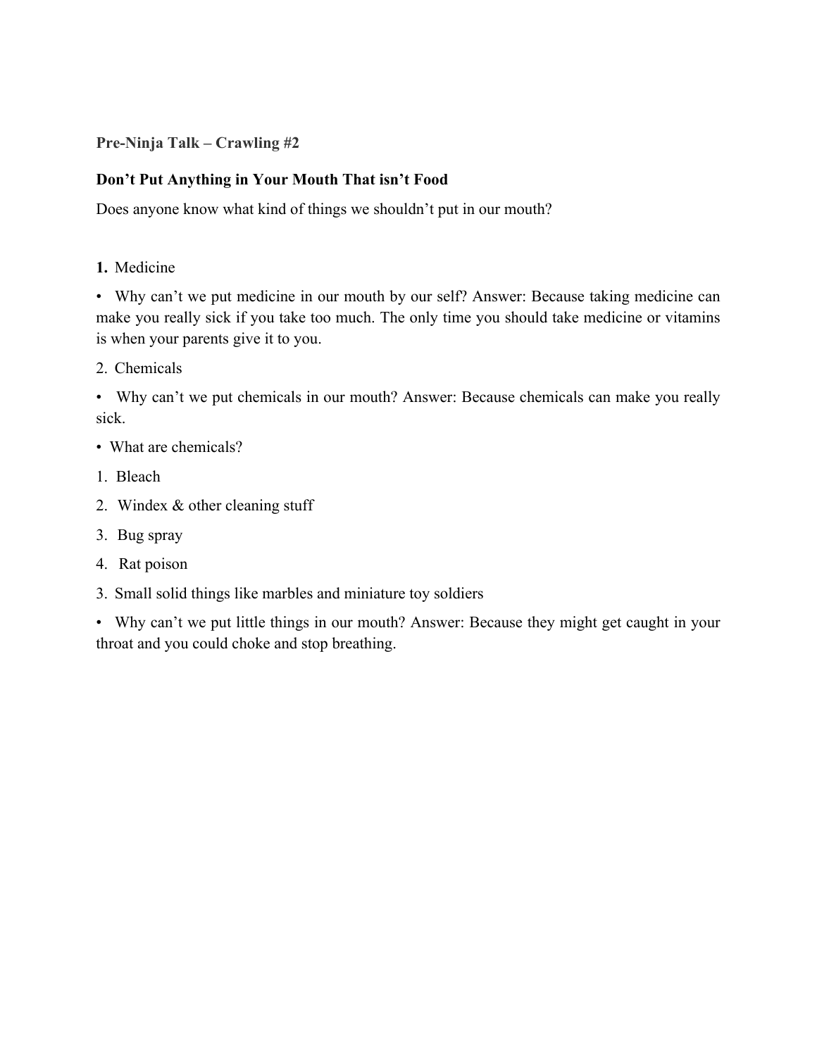**Pre-Ninja Talk – Crawling #2**

**Don't Put Anything in Your Mouth That isn't Food**

Does anyone know what kind of things we shouldn't put in our mouth?

**1.** Medicine

- Why can't we put medicine in our mouth by our self? Answer: Because taking medicine can make you really sick if you take too much. The only time you should take medicine or vitamins is when your parents give it to you.

2. Chemicals

- Why can't we put chemicals in our mouth? Answer: Because chemicals can make you really sick.
- What are chemicals?

1. Bleach
2. Windex & other cleaning stuff
3. Bug spray
4. Rat poison

3. Small solid things like marbles and miniature toy soldiers

- Why can't we put little things in our mouth? Answer: Because they might get caught in your throat and you could choke and stop breathing.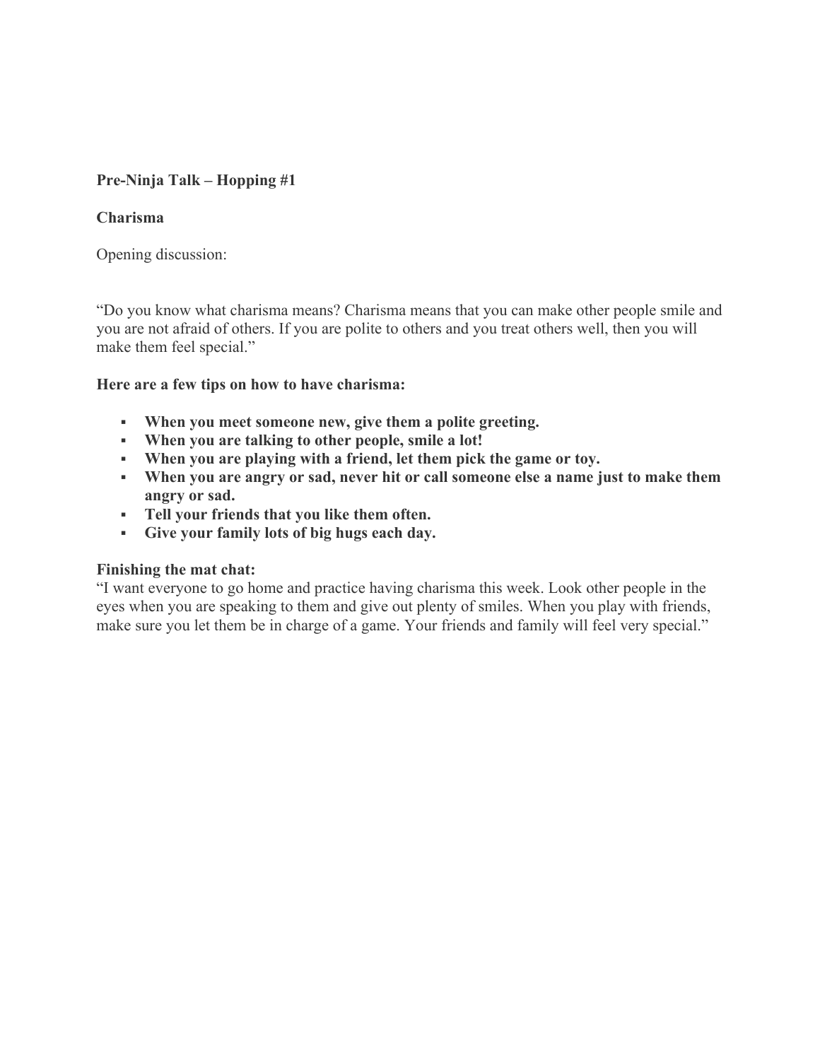**Pre-Ninja Talk – Hopping #1**

**Charisma**

Opening discussion:

"Do you know what charisma means? Charisma means that you can make other people smile and you are not afraid of others. If you are polite to others and you treat others well, then you will make them feel special."

**Here are a few tips on how to have charisma:**

- **When you meet someone new, give them a polite greeting.**
- **When you are talking to other people, smile a lot!**
- **When you are playing with a friend, let them pick the game or toy.**
- **When you are angry or sad, never hit or call someone else a name just to make them angry or sad.**
- **Tell your friends that you like them often.**
- **Give your family lots of big hugs each day.**

**Finishing the mat chat:**
"I want everyone to go home and practice having charisma this week. Look other people in the eyes when you are speaking to them and give out plenty of smiles. When you play with friends, make sure you let them be in charge of a game. Your friends and family will feel very special."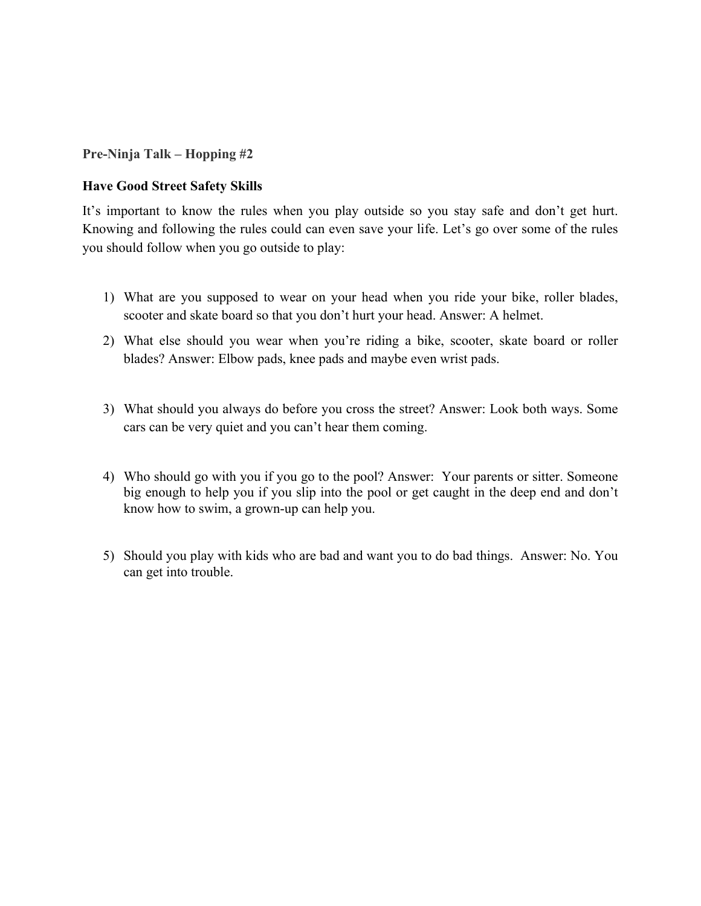**Pre-Ninja Talk – Hopping #2**

**Have Good Street Safety Skills**

It's important to know the rules when you play outside so you stay safe and don't get hurt. Knowing and following the rules could can even save your life. Let's go over some of the rules you should follow when you go outside to play:

1) What are you supposed to wear on your head when you ride your bike, roller blades, scooter and skate board so that you don't hurt your head. Answer: A helmet.
2) What else should you wear when you're riding a bike, scooter, skate board or roller blades? Answer: Elbow pads, knee pads and maybe even wrist pads.
3) What should you always do before you cross the street? Answer: Look both ways. Some cars can be very quiet and you can't hear them coming.
4) Who should go with you if you go to the pool? Answer: Your parents or sitter. Someone big enough to help you if you slip into the pool or get caught in the deep end and don't know how to swim, a grown-up can help you.
5) Should you play with kids who are bad and want you to do bad things. Answer: No. You can get into trouble.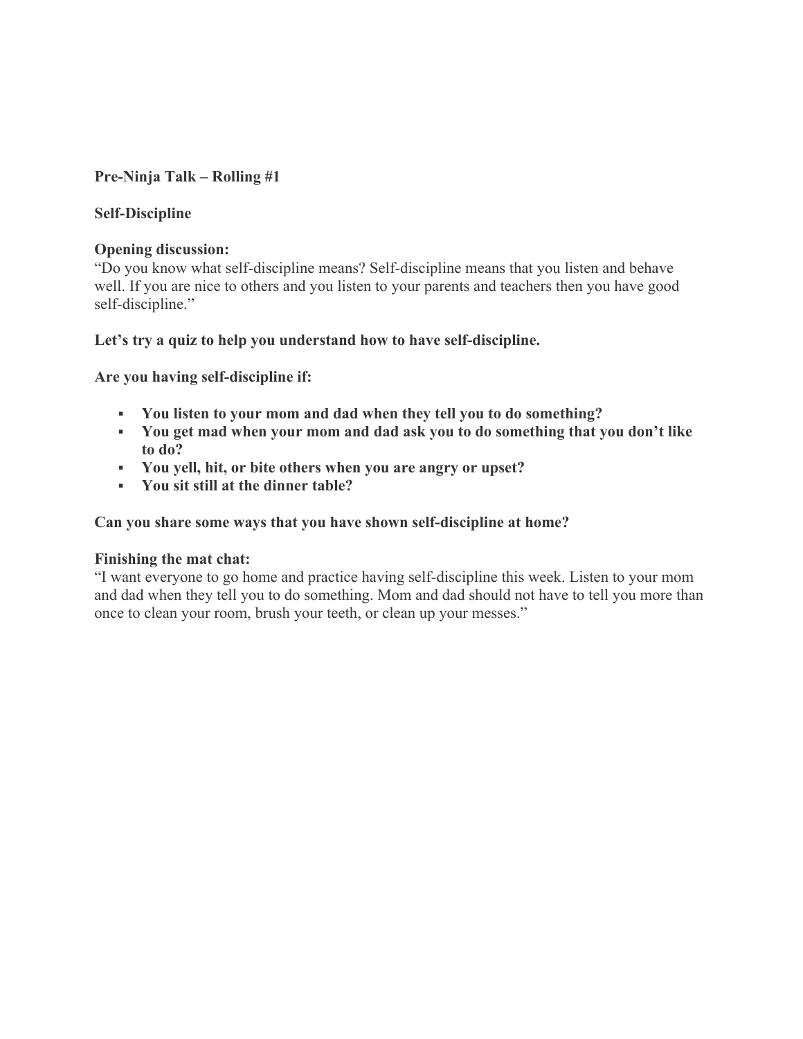**Pre-Ninja Talk – Rolling #1**

**Self-Discipline**

**Opening discussion:**
"Do you know what self-discipline means? Self-discipline means that you listen and behave well. If you are nice to others and you listen to your parents and teachers then you have good self-discipline."

**Let's try a quiz to help you understand how to have self-discipline.**

**Are you having self-discipline if:**

- **You listen to your mom and dad when they tell you to do something?**
- **You get mad when your mom and dad ask you to do something that you don't like to do?**
- **You yell, hit, or bite others when you are angry or upset?**
- **You sit still at the dinner table?**

**Can you share some ways that you have shown self-discipline at home?**

**Finishing the mat chat:**
"I want everyone to go home and practice having self-discipline this week. Listen to your mom and dad when they tell you to do something. Mom and dad should not have to tell you more than once to clean your room, brush your teeth, or clean up your messes."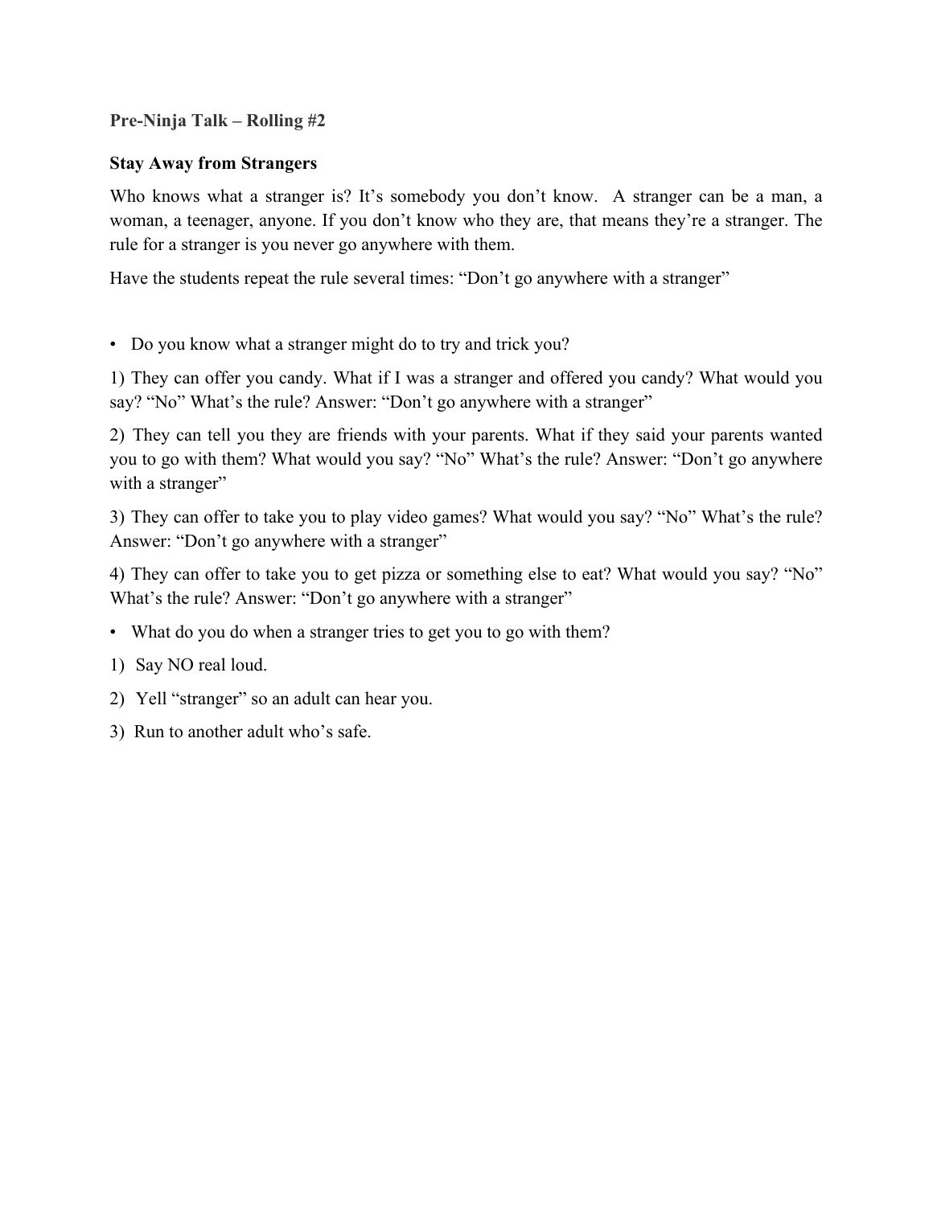**Pre-Ninja Talk – Rolling #2**

**Stay Away from Strangers**

Who knows what a stranger is? It's somebody you don't know. A stranger can be a man, a woman, a teenager, anyone. If you don't know who they are, that means they're a stranger. The rule for a stranger is you never go anywhere with them.

Have the students repeat the rule several times: "Don't go anywhere with a stranger"

- Do you know what a stranger might do to try and trick you?

1) They can offer you candy. What if I was a stranger and offered you candy? What would you say? "No" What's the rule? Answer: "Don't go anywhere with a stranger"

2) They can tell you they are friends with your parents. What if they said your parents wanted you to go with them? What would you say? "No" What's the rule? Answer: "Don't go anywhere with a stranger"

3) They can offer to take you to play video games? What would you say? "No" What's the rule? Answer: "Don't go anywhere with a stranger"

4) They can offer to take you to get pizza or something else to eat? What would you say? "No" What's the rule? Answer: "Don't go anywhere with a stranger"

- What do you do when a stranger tries to get you to go with them?

1) Say NO real loud.

2) Yell "stranger" so an adult can hear you.

3) Run to another adult who's safe.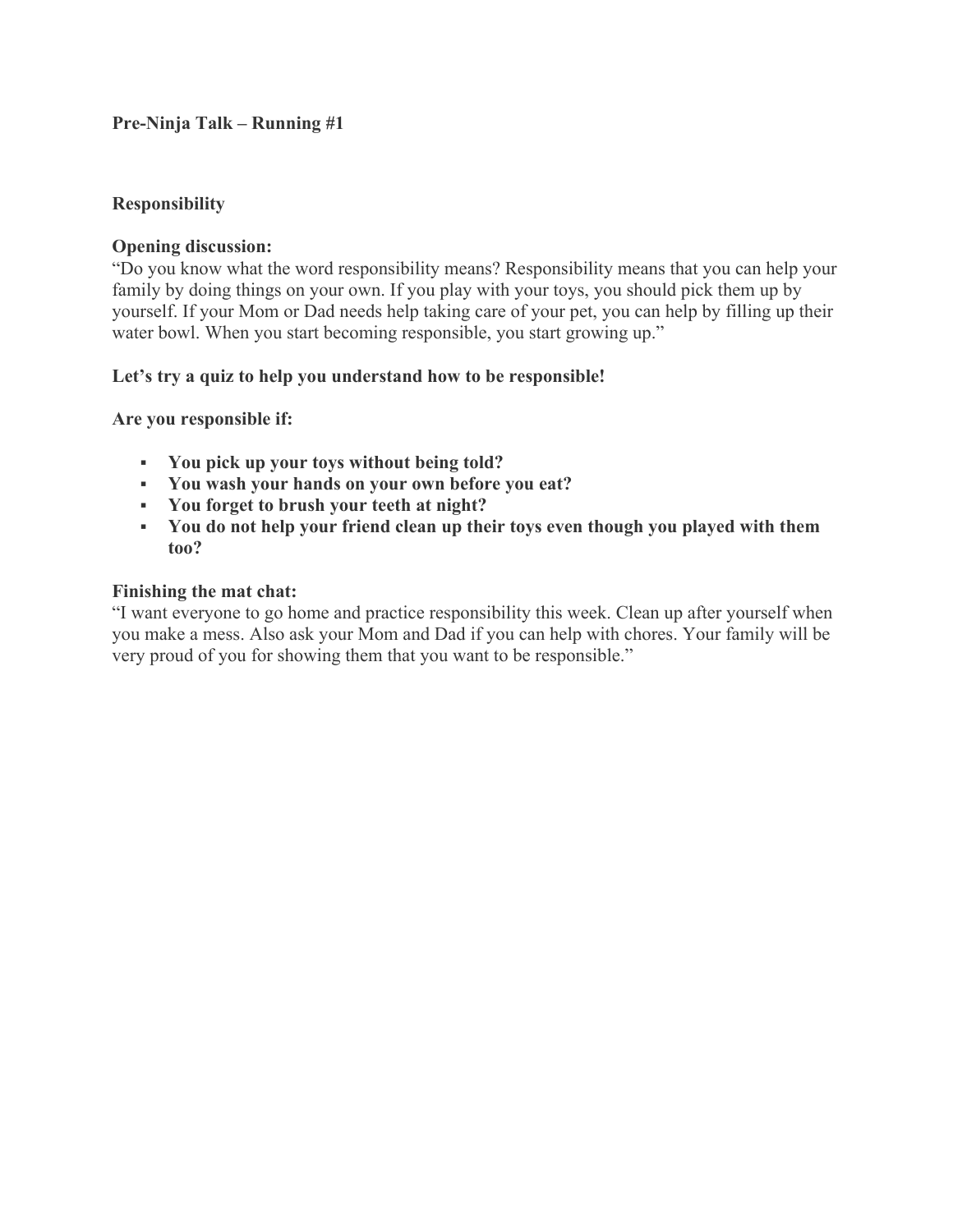**Pre-Ninja Talk – Running #1**

**Responsibility**

**Opening discussion:**
"Do you know what the word responsibility means? Responsibility means that you can help your family by doing things on your own. If you play with your toys, you should pick them up by yourself. If your Mom or Dad needs help taking care of your pet, you can help by filling up their water bowl. When you start becoming responsible, you start growing up."

**Let's try a quiz to help you understand how to be responsible!**

**Are you responsible if:**

- **You pick up your toys without being told?**
- **You wash your hands on your own before you eat?**
- **You forget to brush your teeth at night?**
- **You do not help your friend clean up their toys even though you played with them too?**

**Finishing the mat chat:**
"I want everyone to go home and practice responsibility this week. Clean up after yourself when you make a mess. Also ask your Mom and Dad if you can help with chores. Your family will be very proud of you for showing them that you want to be responsible."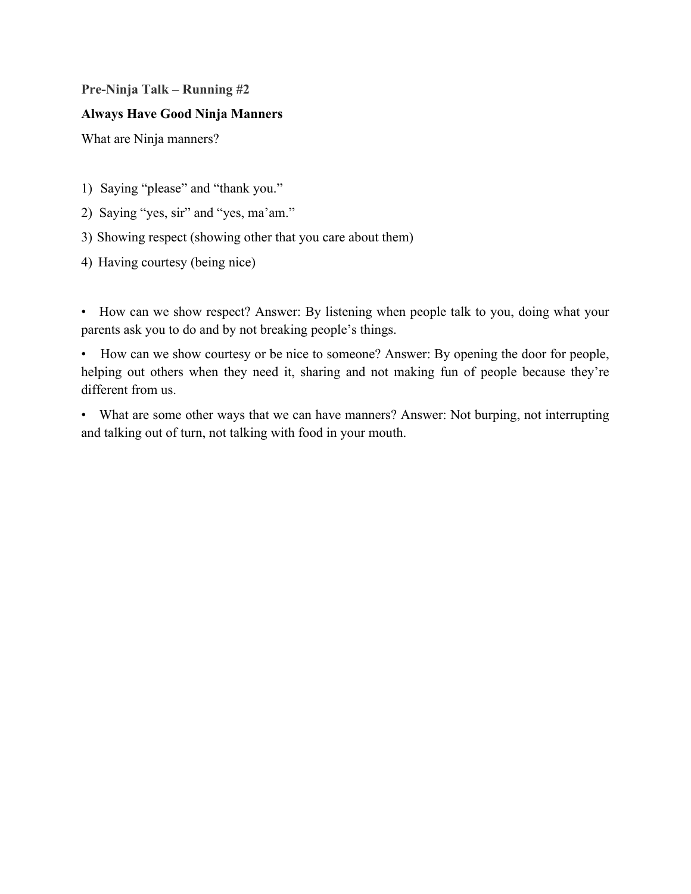**Pre-Ninja Talk – Running #2**

**Always Have Good Ninja Manners**

What are Ninja manners?

1) Saying “please” and “thank you.”
2) Saying “yes, sir” and “yes, ma’am.”
3) Showing respect (showing other that you care about them)
4) Having courtesy (being nice)

- How can we show respect? Answer: By listening when people talk to you, doing what your parents ask you to do and by not breaking people’s things.
- How can we show courtesy or be nice to someone? Answer: By opening the door for people, helping out others when they need it, sharing and not making fun of people because they’re different from us.
- What are some other ways that we can have manners? Answer: Not burping, not interrupting and talking out of turn, not talking with food in your mouth.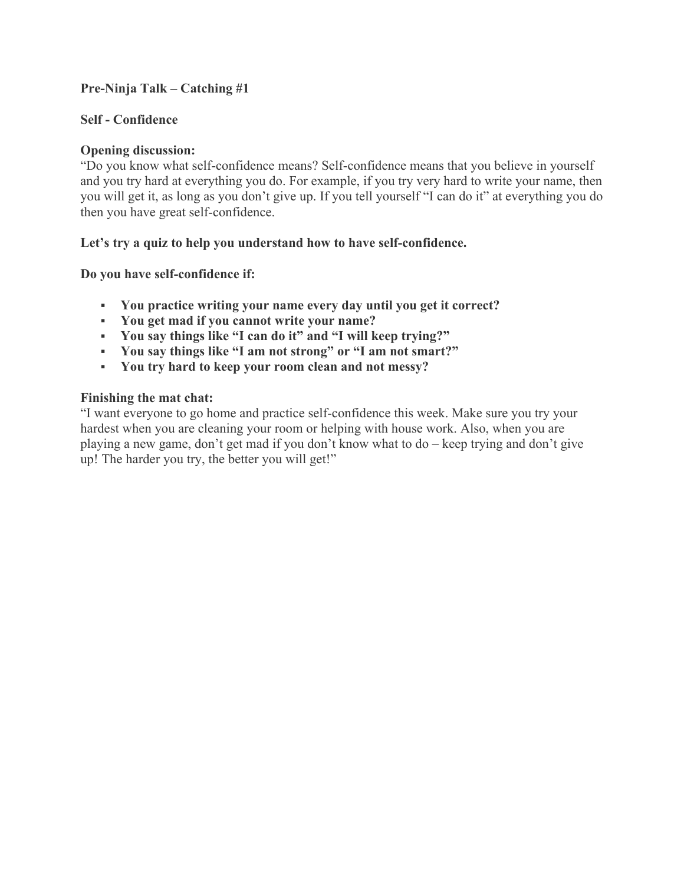**Pre-Ninja Talk – Catching #1**

**Self - Confidence**

**Opening discussion:**
"Do you know what self-confidence means? Self-confidence means that you believe in yourself and you try hard at everything you do. For example, if you try very hard to write your name, then you will get it, as long as you don't give up. If you tell yourself "I can do it" at everything you do then you have great self-confidence.

**Let's try a quiz to help you understand how to have self-confidence.**

**Do you have self-confidence if:**

- **You practice writing your name every day until you get it correct?**
- **You get mad if you cannot write your name?**
- **You say things like "I can do it" and "I will keep trying?"**
- **You say things like "I am not strong" or "I am not smart?"**
- **You try hard to keep your room clean and not messy?**

**Finishing the mat chat:**
"I want everyone to go home and practice self-confidence this week. Make sure you try your hardest when you are cleaning your room or helping with house work. Also, when you are playing a new game, don't get mad if you don't know what to do – keep trying and don't give up! The harder you try, the better you will get!"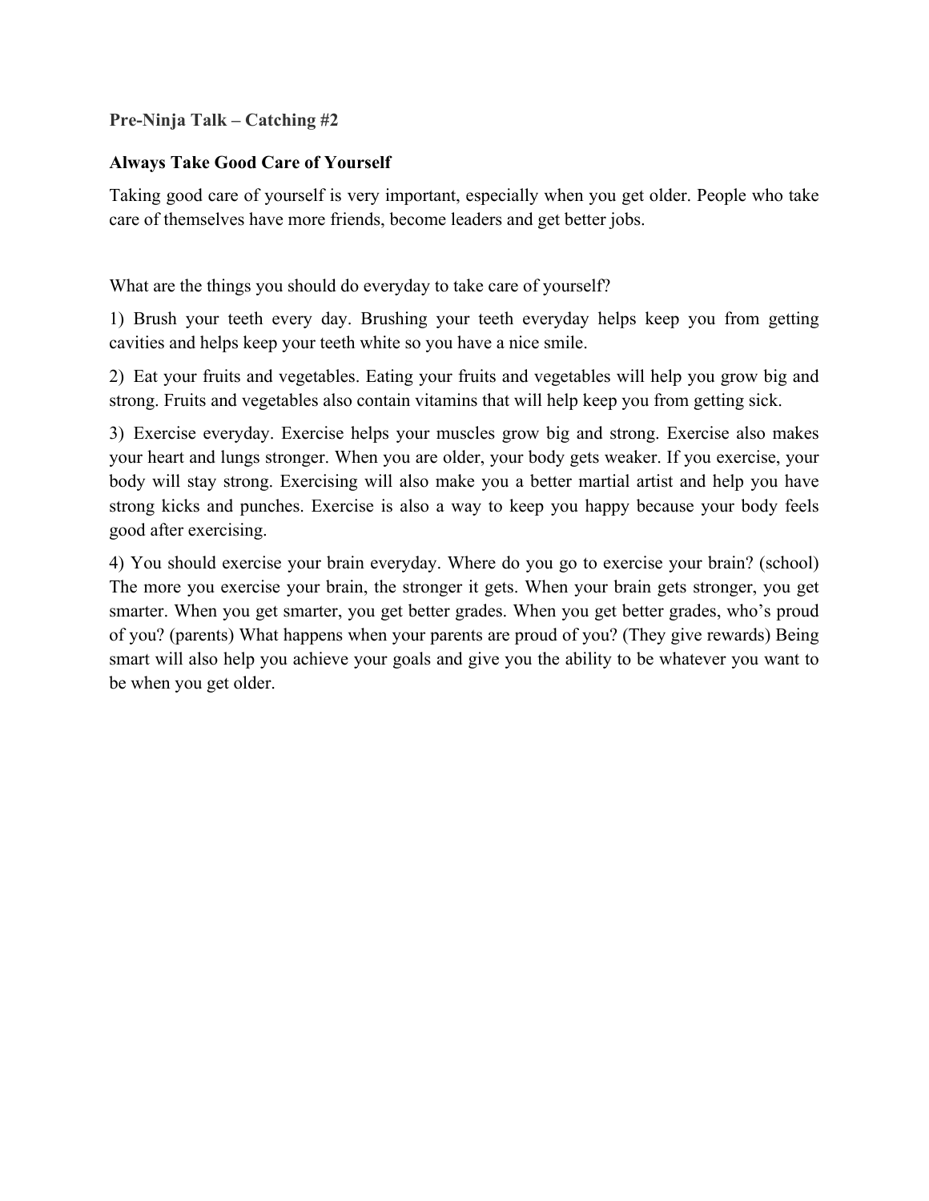**Pre-Ninja Talk – Catching #2**

**Always Take Good Care of Yourself**

Taking good care of yourself is very important, especially when you get older. People who take care of themselves have more friends, become leaders and get better jobs.

What are the things you should do everyday to take care of yourself?

1) Brush your teeth every day. Brushing your teeth everyday helps keep you from getting cavities and helps keep your teeth white so you have a nice smile.

2) Eat your fruits and vegetables. Eating your fruits and vegetables will help you grow big and strong. Fruits and vegetables also contain vitamins that will help keep you from getting sick.

3) Exercise everyday. Exercise helps your muscles grow big and strong. Exercise also makes your heart and lungs stronger. When you are older, your body gets weaker. If you exercise, your body will stay strong. Exercising will also make you a better martial artist and help you have strong kicks and punches. Exercise is also a way to keep you happy because your body feels good after exercising.

4) You should exercise your brain everyday. Where do you go to exercise your brain? (school) The more you exercise your brain, the stronger it gets. When your brain gets stronger, you get smarter. When you get smarter, you get better grades. When you get better grades, who's proud of you? (parents) What happens when your parents are proud of you? (They give rewards) Being smart will also help you achieve your goals and give you the ability to be whatever you want to be when you get older.